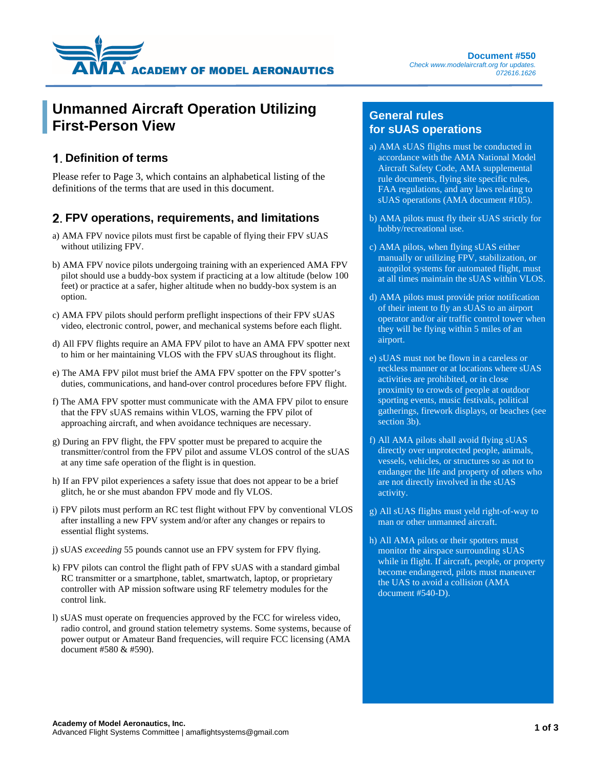**AMA ACADEMY OF MODEL AERONAUTICS**

**Document #550**
*Check www.modelaircraft.org for updates.*
*072616.1626*

# Unmanned Aircraft Operation Utilizing First-Person View

## 1. Definition of terms

Please refer to Page 3, which contains an alphabetical listing of the definitions of the terms that are used in this document.

## 2. FPV operations, requirements, and limitations

a) AMA FPV novice pilots must first be capable of flying their FPV sUAS without utilizing FPV.

b) AMA FPV novice pilots undergoing training with an experienced AMA FPV pilot should use a buddy-box system if practicing at a low altitude (below 100 feet) or practice at a safer, higher altitude when no buddy-box system is an option.

c) AMA FPV pilots should perform preflight inspections of their FPV sUAS video, electronic control, power, and mechanical systems before each flight.

d) All FPV flights require an AMA FPV pilot to have an AMA FPV spotter next to him or her maintaining VLOS with the FPV sUAS throughout its flight.

e) The AMA FPV pilot must brief the AMA FPV spotter on the FPV spotter's duties, communications, and hand-over control procedures before FPV flight.

f) The AMA FPV spotter must communicate with the AMA FPV pilot to ensure that the FPV sUAS remains within VLOS, warning the FPV pilot of approaching aircraft, and when avoidance techniques are necessary.

g) During an FPV flight, the FPV spotter must be prepared to acquire the transmitter/control from the FPV pilot and assume VLOS control of the sUAS at any time safe operation of the flight is in question.

h) If an FPV pilot experiences a safety issue that does not appear to be a brief glitch, he or she must abandon FPV mode and fly VLOS.

i) FPV pilots must perform an RC test flight without FPV by conventional VLOS after installing a new FPV system and/or after any changes or repairs to essential flight systems.

j) sUAS *exceeding* 55 pounds cannot use an FPV system for FPV flying.

k) FPV pilots can control the flight path of FPV sUAS with a standard gimbal RC transmitter or a smartphone, tablet, smartwatch, laptop, or proprietary controller with AP mission software using RF telemetry modules for the control link.

l) sUAS must operate on frequencies approved by the FCC for wireless video, radio control, and ground station telemetry systems. Some systems, because of power output or Amateur Band frequencies, will require FCC licensing (AMA document #580 & #590).

## General rules for sUAS operations

a) AMA sUAS flights must be conducted in accordance with the AMA National Model Aircraft Safety Code, AMA supplemental rule documents, flying site specific rules, FAA regulations, and any laws relating to sUAS operations (AMA document #105).

b) AMA pilots must fly their sUAS strictly for hobby/recreational use.

c) AMA pilots, when flying sUAS either manually or utilizing FPV, stabilization, or autopilot systems for automated flight, must at all times maintain the sUAS within VLOS.

d) AMA pilots must provide prior notification of their intent to fly an sUAS to an airport operator and/or air traffic control tower when they will be flying within 5 miles of an airport.

e) sUAS must not be flown in a careless or reckless manner or at locations where sUAS activities are prohibited, or in close proximity to crowds of people at outdoor sporting events, music festivals, political gatherings, firework displays, or beaches (see section 3b).

f) All AMA pilots shall avoid flying sUAS directly over unprotected people, animals, vessels, vehicles, or structures so as not to endanger the life and property of others who are not directly involved in the sUAS activity.

g) All sUAS flights must yeld right-of-way to man or other unmanned aircraft.

h) All AMA pilots or their spotters must monitor the airspace surrounding sUAS while in flight. If aircraft, people, or property become endangered, pilots must maneuver the UAS to avoid a collision (AMA document #540-D).

**Academy of Model Aeronautics, Inc.**
Advanced Flight Systems Committee | amaflightsystems@gmail.com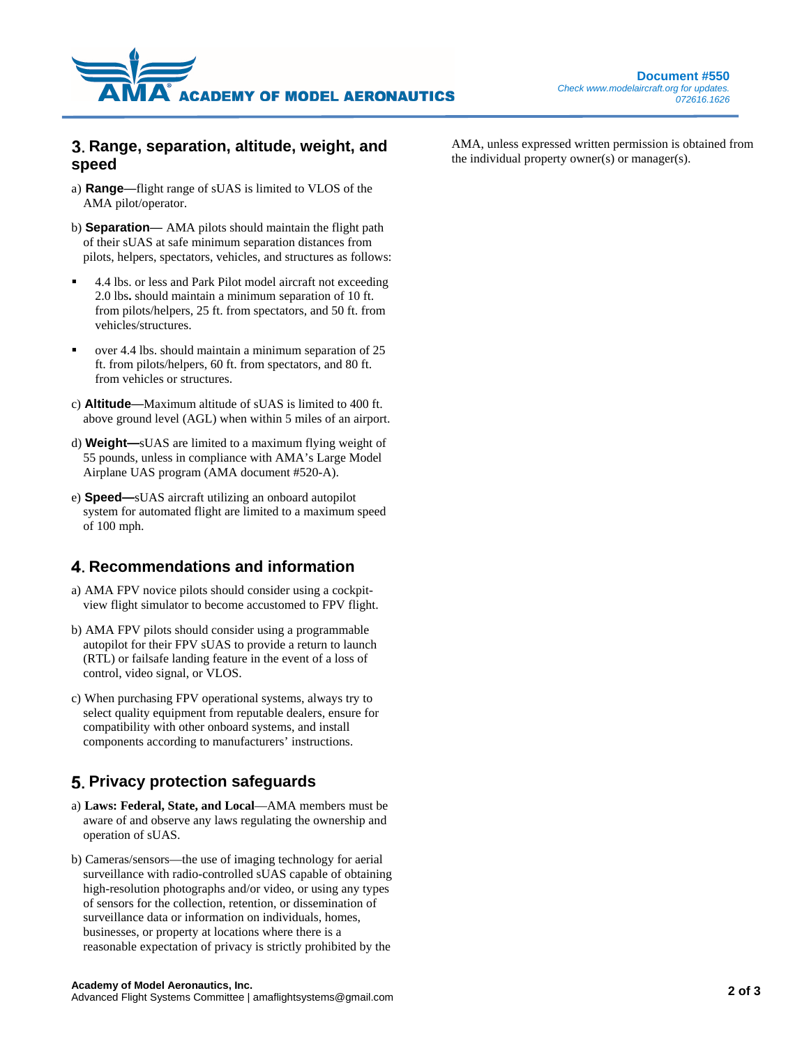## 3. Range, separation, altitude, weight, and speed

a) **Range**—flight range of sUAS is limited to VLOS of the AMA pilot/operator.

b) **Separation**— AMA pilots should maintain the flight path of their sUAS at safe minimum separation distances from pilots, helpers, spectators, vehicles, and structures as follows:

- 4.4 lbs. or less and Park Pilot model aircraft not exceeding 2.0 lbs**.** should maintain a minimum separation of 10 ft. from pilots/helpers, 25 ft. from spectators, and 50 ft. from vehicles/structures.
- over 4.4 lbs. should maintain a minimum separation of 25 ft. from pilots/helpers, 60 ft. from spectators, and 80 ft. from vehicles or structures.

c) **Altitude**—Maximum altitude of sUAS is limited to 400 ft. above ground level (AGL) when within 5 miles of an airport.

d) **Weight—**sUAS are limited to a maximum flying weight of 55 pounds, unless in compliance with AMA's Large Model Airplane UAS program (AMA document #520-A).

e) **Speed—**sUAS aircraft utilizing an onboard autopilot system for automated flight are limited to a maximum speed of 100 mph.

## 4. Recommendations and information

a) AMA FPV novice pilots should consider using a cockpit-view flight simulator to become accustomed to FPV flight.

b) AMA FPV pilots should consider using a programmable autopilot for their FPV sUAS to provide a return to launch (RTL) or failsafe landing feature in the event of a loss of control, video signal, or VLOS.

c) When purchasing FPV operational systems, always try to select quality equipment from reputable dealers, ensure for compatibility with other onboard systems, and install components according to manufacturers' instructions.

## 5. Privacy protection safeguards

a) **Laws: Federal, State, and Local**—AMA members must be aware of and observe any laws regulating the ownership and operation of sUAS.

b) Cameras/sensors—the use of imaging technology for aerial surveillance with radio-controlled sUAS capable of obtaining high-resolution photographs and/or video, or using any types of sensors for the collection, retention, or dissemination of surveillance data or information on individuals, homes, businesses, or property at locations where there is a reasonable expectation of privacy is strictly prohibited by the AMA, unless expressed written permission is obtained from the individual property owner(s) or manager(s).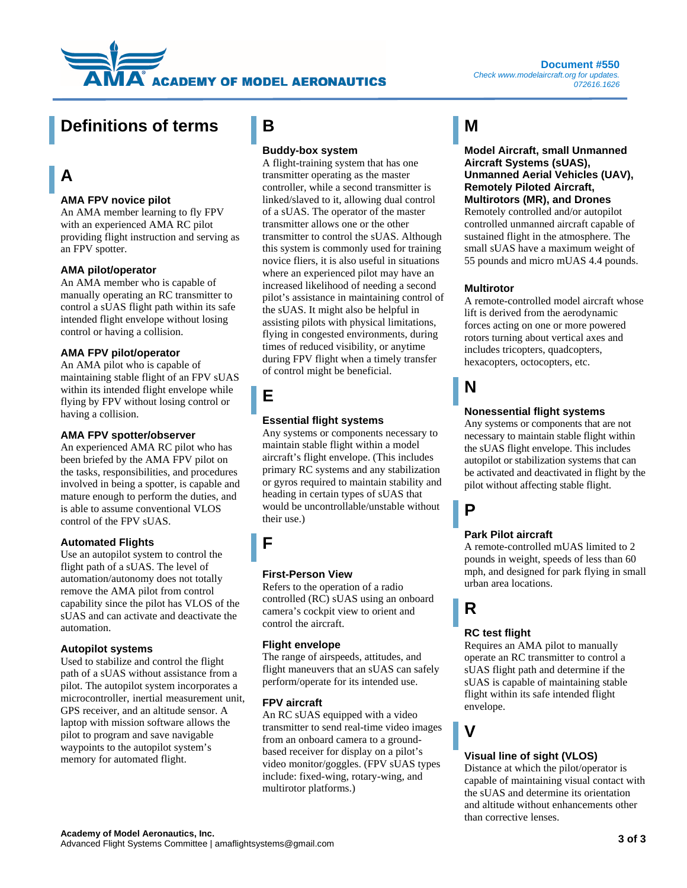# Definitions of terms

## A

### AMA FPV novice pilot

An AMA member learning to fly FPV with an experienced AMA RC pilot providing flight instruction and serving as an FPV spotter.

### AMA pilot/operator

An AMA member who is capable of manually operating an RC transmitter to control a sUAS flight path within its safe intended flight envelope without losing control or having a collision.

### AMA FPV pilot/operator

An AMA pilot who is capable of maintaining stable flight of an FPV sUAS within its intended flight envelope while flying by FPV without losing control or having a collision.

### AMA FPV spotter/observer

An experienced AMA RC pilot who has been briefed by the AMA FPV pilot on the tasks, responsibilities, and procedures involved in being a spotter, is capable and mature enough to perform the duties, and is able to assume conventional VLOS control of the FPV sUAS.

### Automated Flights

Use an autopilot system to control the flight path of a sUAS. The level of automation/autonomy does not totally remove the AMA pilot from control capability since the pilot has VLOS of the sUAS and can activate and deactivate the automation.

### Autopilot systems

Used to stabilize and control the flight path of a sUAS without assistance from a pilot. The autopilot system incorporates a microcontroller, inertial measurement unit, GPS receiver, and an altitude sensor. A laptop with mission software allows the pilot to program and save navigable waypoints to the autopilot system's memory for automated flight.

## B

### Buddy-box system

A flight-training system that has one transmitter operating as the master controller, while a second transmitter is linked/slaved to it, allowing dual control of a sUAS. The operator of the master transmitter allows one or the other transmitter to control the sUAS. Although this system is commonly used for training novice fliers, it is also useful in situations where an experienced pilot may have an increased likelihood of needing a second pilot's assistance in maintaining control of the sUAS. It might also be helpful in assisting pilots with physical limitations, flying in congested environments, during times of reduced visibility, or anytime during FPV flight when a timely transfer of control might be beneficial.

## E

### Essential flight systems

Any systems or components necessary to maintain stable flight within a model aircraft's flight envelope. (This includes primary RC systems and any stabilization or gyros required to maintain stability and heading in certain types of sUAS that would be uncontrollable/unstable without their use.)

## F

### First-Person View

Refers to the operation of a radio controlled (RC) sUAS using an onboard camera's cockpit view to orient and control the aircraft.

### Flight envelope

The range of airspeeds, attitudes, and flight maneuvers that an sUAS can safely perform/operate for its intended use.

### FPV aircraft

An RC sUAS equipped with a video transmitter to send real-time video images from an onboard camera to a ground-based receiver for display on a pilot's video monitor/goggles. (FPV sUAS types include: fixed-wing, rotary-wing, and multirotor platforms.)

## M

### Model Aircraft, small Unmanned Aircraft Systems (sUAS), Unmanned Aerial Vehicles (UAV), Remotely Piloted Aircraft, Multirotors (MR), and Drones

Remotely controlled and/or autopilot controlled unmanned aircraft capable of sustained flight in the atmosphere. The small sUAS have a maximum weight of 55 pounds and micro mUAS 4.4 pounds.

### Multirotor

A remote-controlled model aircraft whose lift is derived from the aerodynamic forces acting on one or more powered rotors turning about vertical axes and includes tricopters, quadcopters, hexacopters, octocopters, etc.

## N

### Nonessential flight systems

Any systems or components that are not necessary to maintain stable flight within the sUAS flight envelope. This includes autopilot or stabilization systems that can be activated and deactivated in flight by the pilot without affecting stable flight.

## P

### Park Pilot aircraft

A remote-controlled mUAS limited to 2 pounds in weight, speeds of less than 60 mph, and designed for park flying in small urban area locations.

## R

### RC test flight

Requires an AMA pilot to manually operate an RC transmitter to control a sUAS flight path and determine if the sUAS is capable of maintaining stable flight within its safe intended flight envelope.

## V

### Visual line of sight (VLOS)

Distance at which the pilot/operator is capable of maintaining visual contact with the sUAS and determine its orientation and altitude without enhancements other than corrective lenses.